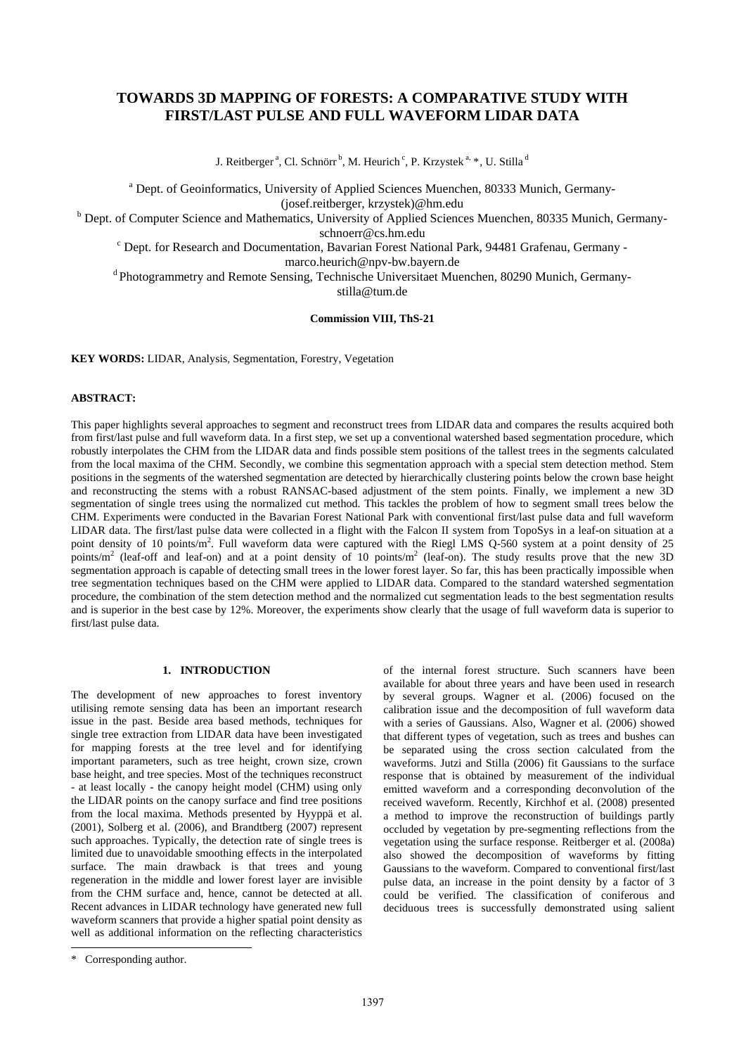# TOWARDS 3D MAPPING OF FORESTS: A COMPARATIVE STUDY WITH FIRST/LAST PULSE AND FULL WAVEFORM LIDAR DATA

J. Reitberger [a], Cl. Schnörr [b], M. Heurich [c], P. Krzystek [a,] *, U. Stilla [d]

[a] Dept. of Geoinformatics, University of Applied Sciences Muenchen, 80333 Munich, Germany-(josef.reitberger, krzystek)@hm.edu

[b] Dept. of Computer Science and Mathematics, University of Applied Sciences Muenchen, 80335 Munich, Germany-schnoerr@cs.hm.edu

[c] Dept. for Research and Documentation, Bavarian Forest National Park, 94481 Grafenau, Germany - marco.heurich@npv-bw.bayern.de

[d] Photogrammetry and Remote Sensing, Technische Universitaet Muenchen, 80290 Munich, Germany-stilla@tum.de

**Commission VIII, ThS-21**

**KEY WORDS:** LIDAR, Analysis, Segmentation, Forestry, Vegetation

**ABSTRACT:**

This paper highlights several approaches to segment and reconstruct trees from LIDAR data and compares the results acquired both from first/last pulse and full waveform data. In a first step, we set up a conventional watershed based segmentation procedure, which robustly interpolates the CHM from the LIDAR data and finds possible stem positions of the tallest trees in the segments calculated from the local maxima of the CHM. Secondly, we combine this segmentation approach with a special stem detection method. Stem positions in the segments of the watershed segmentation are detected by hierarchically clustering points below the crown base height and reconstructing the stems with a robust RANSAC-based adjustment of the stem points. Finally, we implement a new 3D segmentation of single trees using the normalized cut method. This tackles the problem of how to segment small trees below the CHM. Experiments were conducted in the Bavarian Forest National Park with conventional first/last pulse data and full waveform LIDAR data. The first/last pulse data were collected in a flight with the Falcon II system from TopoSys in a leaf-on situation at a point density of 10 points/m$^2$. Full waveform data were captured with the Riegl LMS Q-560 system at a point density of 25 points/m$^2$ (leaf-off and leaf-on) and at a point density of 10 points/m$^2$ (leaf-on). The study results prove that the new 3D segmentation approach is capable of detecting small trees in the lower forest layer. So far, this has been practically impossible when tree segmentation techniques based on the CHM were applied to LIDAR data. Compared to the standard watershed segmentation procedure, the combination of the stem detection method and the normalized cut segmentation leads to the best segmentation results and is superior in the best case by 12%. Moreover, the experiments show clearly that the usage of full waveform data is superior to first/last pulse data.

## 1. INTRODUCTION

The development of new approaches to forest inventory utilising remote sensing data has been an important research issue in the past. Beside area based methods, techniques for single tree extraction from LIDAR data have been investigated for mapping forests at the tree level and for identifying important parameters, such as tree height, crown size, crown base height, and tree species. Most of the techniques reconstruct - at least locally - the canopy height model (CHM) using only the LIDAR points on the canopy surface and find tree positions from the local maxima. Methods presented by Hyyppä et al. (2001), Solberg et al. (2006), and Brandtberg (2007) represent such approaches. Typically, the detection rate of single trees is limited due to unavoidable smoothing effects in the interpolated surface. The main drawback is that trees and young regeneration in the middle and lower forest layer are invisible from the CHM surface and, hence, cannot be detected at all. Recent advances in LIDAR technology have generated new full waveform scanners that provide a higher spatial point density as well as additional information on the reflecting characteristics of the internal forest structure. Such scanners have been available for about three years and have been used in research by several groups. Wagner et al. (2006) focused on the calibration issue and the decomposition of full waveform data with a series of Gaussians. Also, Wagner et al. (2006) showed that different types of vegetation, such as trees and bushes can be separated using the cross section calculated from the waveforms. Jutzi and Stilla (2006) fit Gaussians to the surface response that is obtained by measurement of the individual emitted waveform and a corresponding deconvolution of the received waveform. Recently, Kirchhof et al. (2008) presented a method to improve the reconstruction of buildings partly occluded by vegetation by pre-segmenting reflections from the vegetation using the surface response. Reitberger et al. (2008a) also showed the decomposition of waveforms by fitting Gaussians to the waveform. Compared to conventional first/last pulse data, an increase in the point density by a factor of 3 could be verified. The classification of coniferous and deciduous trees is successfully demonstrated using salient

\* Corresponding author.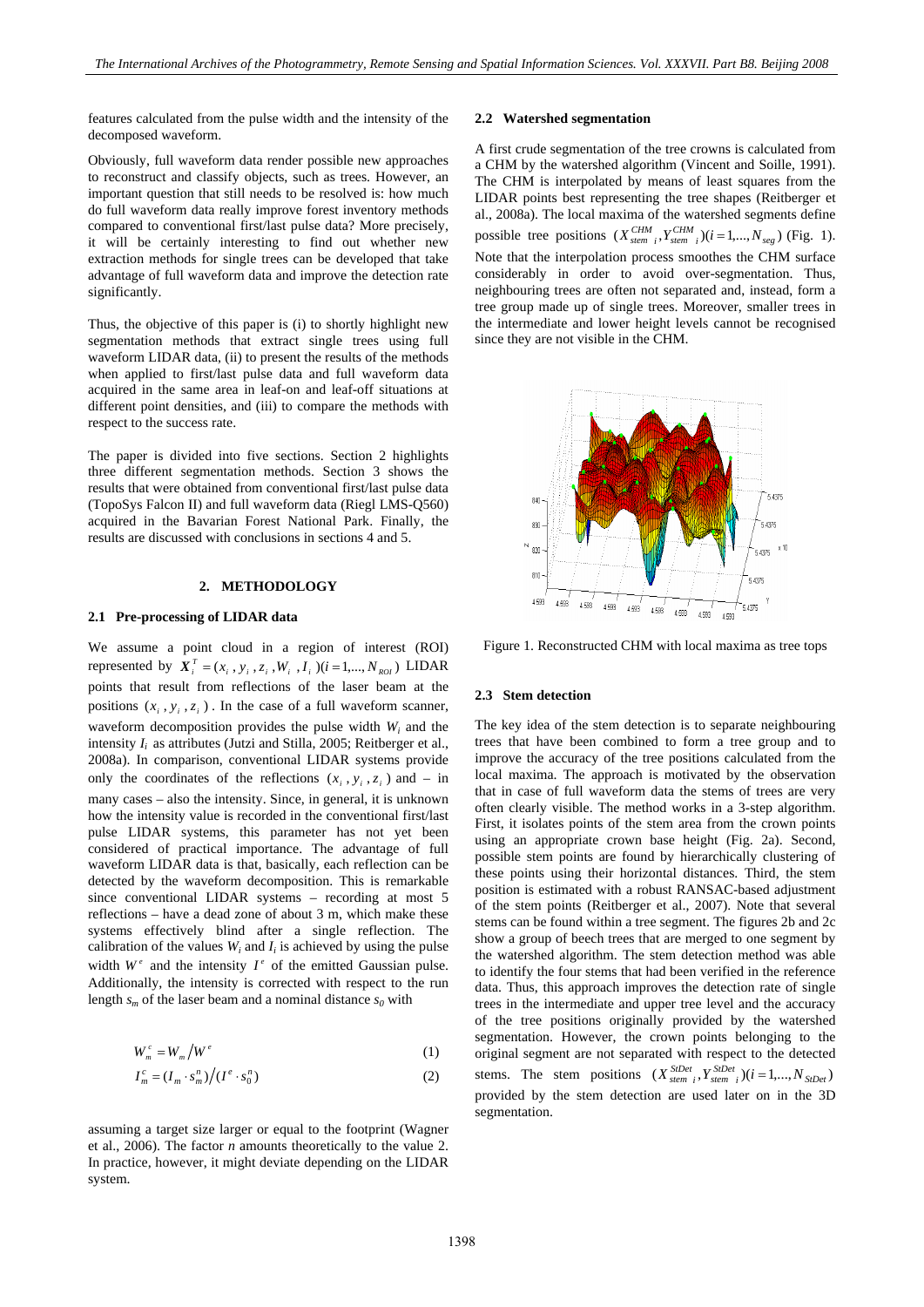features calculated from the pulse width and the intensity of the decomposed waveform.

Obviously, full waveform data render possible new approaches to reconstruct and classify objects, such as trees. However, an important question that still needs to be resolved is: how much do full waveform data really improve forest inventory methods compared to conventional first/last pulse data? More precisely, it will be certainly interesting to find out whether new extraction methods for single trees can be developed that take advantage of full waveform data and improve the detection rate significantly.

Thus, the objective of this paper is (i) to shortly highlight new segmentation methods that extract single trees using full waveform LIDAR data, (ii) to present the results of the methods when applied to first/last pulse data and full waveform data acquired in the same area in leaf-on and leaf-off situations at different point densities, and (iii) to compare the methods with respect to the success rate.

The paper is divided into five sections. Section 2 highlights three different segmentation methods. Section 3 shows the results that were obtained from conventional first/last pulse data (TopoSys Falcon II) and full waveform data (Riegl LMS-Q560) acquired in the Bavarian Forest National Park. Finally, the results are discussed with conclusions in sections 4 and 5.

## 2. METHODOLOGY

### 2.1 Pre-processing of LIDAR data

We assume a point cloud in a region of interest (ROI) represented by $\boldsymbol{X}_i^T = (x_i, y_i, z_i, W_i, I_i)(i = 1,..., N_{ROI})$ LIDAR points that result from reflections of the laser beam at the positions $(x_i, y_i, z_i)$. In the case of a full waveform scanner, waveform decomposition provides the pulse width $W_i$ and the intensity $I_i$ as attributes (Jutzi and Stilla, 2005; Reitberger et al., 2008a). In comparison, conventional LIDAR systems provide only the coordinates of the reflections $(x_i, y_i, z_i)$ and – in many cases – also the intensity. Since, in general, it is unknown how the intensity value is recorded in the conventional first/last pulse LIDAR systems, this parameter has not yet been considered of practical importance. The advantage of full waveform LIDAR data is that, basically, each reflection can be detected by the waveform decomposition. This is remarkable since conventional LIDAR systems – recording at most 5 reflections – have a dead zone of about 3 m, which make these systems effectively blind after a single reflection. The calibration of the values $W_i$ and $I_i$ is achieved by using the pulse width $W^e$ and the intensity $I^e$ of the emitted Gaussian pulse. Additionally, the intensity is corrected with respect to the run length $s_m$ of the laser beam and a nominal distance $s_0$ with

$$W_m^c = W_m / W^e \qquad (1)$$

$$I_m^c = (I_m \cdot s_m^n) / (I^e \cdot s_0^n) \qquad (2)$$

assuming a target size larger or equal to the footprint (Wagner et al., 2006). The factor $n$ amounts theoretically to the value 2. In practice, however, it might deviate depending on the LIDAR system.

### 2.2 Watershed segmentation

A first crude segmentation of the tree crowns is calculated from a CHM by the watershed algorithm (Vincent and Soille, 1991). The CHM is interpolated by means of least squares from the LIDAR points best representing the tree shapes (Reitberger et al., 2008a). The local maxima of the watershed segments define possible tree positions $(X_{stem\ i}^{CHM}, Y_{stem\ i}^{CHM})(i = 1,..., N_{seg})$ (Fig. 1). Note that the interpolation process smoothes the CHM surface considerably in order to avoid over-segmentation. Thus, neighbouring trees are often not separated and, instead, form a tree group made up of single trees. Moreover, smaller trees in the intermediate and lower height levels cannot be recognised since they are not visible in the CHM.

Figure 1. Reconstructed CHM with local maxima as tree tops

### 2.3 Stem detection

The key idea of the stem detection is to separate neighbouring trees that have been combined to form a tree group and to improve the accuracy of the tree positions calculated from the local maxima. The approach is motivated by the observation that in case of full waveform data the stems of trees are very often clearly visible. The method works in a 3-step algorithm. First, it isolates points of the stem area from the crown points using an appropriate crown base height (Fig. 2a). Second, possible stem points are found by hierarchically clustering of these points using their horizontal distances. Third, the stem position is estimated with a robust RANSAC-based adjustment of the stem points (Reitberger et al., 2007). Note that several stems can be found within a tree segment. The figures 2b and 2c show a group of beech trees that are merged to one segment by the watershed algorithm. The stem detection method was able to identify the four stems that had been verified in the reference data. Thus, this approach improves the detection rate of single trees in the intermediate and upper tree level and the accuracy of the tree positions originally provided by the watershed segmentation. However, the crown points belonging to the original segment are not separated with respect to the detected stems. The stem positions $(X_{stem\ i}^{StDet}, Y_{stem\ i}^{StDet})(i = 1,..., N_{StDet})$ provided by the stem detection are used later on in the 3D segmentation.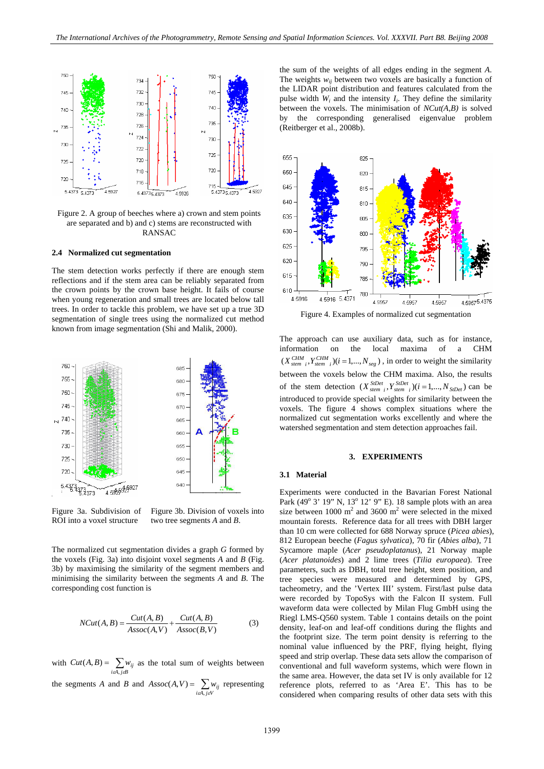Figure 2. A group of beeches where a) crown and stem points are separated and b) and c) stems are reconstructed with RANSAC

### 2.4 Normalized cut segmentation

The stem detection works perfectly if there are enough stem reflections and if the stem area can be reliably separated from the crown points by the crown base height. It fails of course when young regeneration and small trees are located below tall trees. In order to tackle this problem, we have set up a true 3D segmentation of single trees using the normalized cut method known from image segmentation (Shi and Malik, 2000).

Figure 3a. Subdivision of ROI into a voxel structure

Figure 3b. Division of voxels into two tree segments *A* and *B*.

The normalized cut segmentation divides a graph *G* formed by the voxels (Fig. 3a) into disjoint voxel segments *A* and *B* (Fig. 3b) by maximising the similarity of the segment members and minimising the similarity between the segments *A* and *B*. The corresponding cost function is

$$NCut(A,B) = \frac{Cut(A,B)}{Assoc(A,V)} + \frac{Cut(A,B)}{Assoc(B,V)} \tag{3}$$

with $Cut(A,B) = \sum_{i \in A, j \in B} w_{ij}$ as the total sum of weights between the segments *A* and *B* and $Assoc(A,V) = \sum_{i \in A, j \in V} w_{ij}$ representing the sum of the weights of all edges ending in the segment *A*. The weights $w_{ij}$ between two voxels are basically a function of the LIDAR point distribution and the features calculated from the pulse width $W_i$ and the intensity $I_i$. They define the similarity between the voxels. The minimisation of *NCut(A,B)* is solved by the corresponding generalised eigenvalue problem (Reitberger et al., 2008b).

Figure 4. Examples of normalized cut segmentation

The approach can use auxiliary data, such as for instance, information on the local maxima of a CHM $(X_{stem\ i}^{CHM}, Y_{stem\ i}^{CHM})(i = 1,...,N_{seg})$, in order to weight the similarity between the voxels below the CHM maxima. Also, the results of the stem detection $(X_{stem\ i}^{StDet}, Y_{stem\ i}^{StDet})(i = 1,...,N_{StDet})$ can be introduced to provide special weights for similarity between the voxels. The figure 4 shows complex situations where the normalized cut segmentation works excellently and where the watershed segmentation and stem detection approaches fail.

## 3. EXPERIMENTS

### 3.1 Material

Experiments were conducted in the Bavarian Forest National Park (49° 3' 19" N, 13° 12' 9" E). 18 sample plots with an area size between 1000 m² and 3600 m² were selected in the mixed mountain forests. Reference data for all trees with DBH larger than 10 cm were collected for 688 Norway spruce (*Picea abies*), 812 European beeche (*Fagus sylvatica*), 70 fir (*Abies alba*), 71 Sycamore maple (*Acer pseudoplatanus*), 21 Norway maple (*Acer platanoides*) and 2 lime trees (*Tilia europaea*). Tree parameters, such as DBH, total tree height, stem position, and tree species were measured and determined by GPS, tacheometry, and the 'Vertex III' system. First/last pulse data were recorded by TopoSys with the Falcon II system. Full waveform data were collected by Milan Flug GmbH using the Riegl LMS-Q560 system. Table 1 contains details on the point density, leaf-on and leaf-off conditions during the flights and the footprint size. The term point density is referring to the nominal value influenced by the PRF, flying height, flying speed and strip overlap. These data sets allow the comparison of conventional and full waveform systems, which were flown in the same area. However, the data set IV is only available for 12 reference plots, referred to as 'Area E'. This has to be considered when comparing results of other data sets with this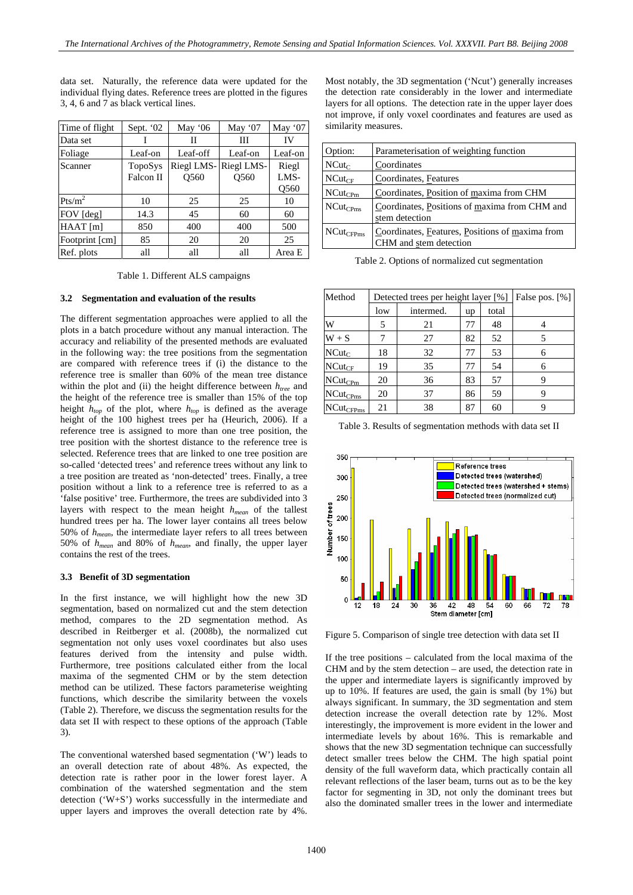data set. Naturally, the reference data were updated for the individual flying dates. Reference trees are plotted in the figures 3, 4, 6 and 7 as black vertical lines.

| Time of flight | Sept. '02 | May '06 | May '07 | May '07 |
|---|---|---|---|---|
| Data set | I | II | III | IV |
| Foliage | Leaf-on | Leaf-off | Leaf-on | Leaf-on |
| Scanner | TopoSys Falcon II | Riegl LMS-Q560 | Riegl LMS-Q560 | Riegl LMS-Q560 |
| Pts/m$^2$ | 10 | 25 | 25 | 10 |
| FOV [deg] | 14.3 | 45 | 60 | 60 |
| HAAT [m] | 850 | 400 | 400 | 500 |
| Footprint [cm] | 85 | 20 | 20 | 25 |
| Ref. plots | all | all | all | Area E |

Table 1. Different ALS campaigns

### 3.2 Segmentation and evaluation of the results

The different segmentation approaches were applied to all the plots in a batch procedure without any manual interaction. The accuracy and reliability of the presented methods are evaluated in the following way: the tree positions from the segmentation are compared with reference trees if (i) the distance to the reference tree is smaller than 60% of the mean tree distance within the plot and (ii) the height difference between $h_{tree}$ and the height of the reference tree is smaller than 15% of the top height $h_{top}$ of the plot, where $h_{top}$ is defined as the average height of the 100 highest trees per ha (Heurich, 2006). If a reference tree is assigned to more than one tree position, the tree position with the shortest distance to the reference tree is selected. Reference trees that are linked to one tree position are so-called 'detected trees' and reference trees without any link to a tree position are treated as 'non-detected' trees. Finally, a tree position without a link to a reference tree is referred to as a 'false positive' tree. Furthermore, the trees are subdivided into 3 layers with respect to the mean height $h_{mean}$ of the tallest hundred trees per ha. The lower layer contains all trees below 50% of $h_{mean}$, the intermediate layer refers to all trees between 50% of $h_{mean}$ and 80% of $h_{mean}$, and finally, the upper layer contains the rest of the trees.

### 3.3 Benefit of 3D segmentation

In the first instance, we will highlight how the new 3D segmentation, based on normalized cut and the stem detection method, compares to the 2D segmentation method. As described in Reitberger et al. (2008b), the normalized cut segmentation not only uses voxel coordinates but also uses features derived from the intensity and pulse width. Furthermore, tree positions calculated either from the local maxima of the segmented CHM or by the stem detection method can be utilized. These factors parameterise weighting functions, which describe the similarity between the voxels (Table 2). Therefore, we discuss the segmentation results for the data set II with respect to these options of the approach (Table 3).

The conventional watershed based segmentation ('W') leads to an overall detection rate of about 48%. As expected, the detection rate is rather poor in the lower forest layer. A combination of the watershed segmentation and the stem detection ('W+S') works successfully in the intermediate and upper layers and improves the overall detection rate by 4%. Most notably, the 3D segmentation ('Ncut') generally increases the detection rate considerably in the lower and intermediate layers for all options. The detection rate in the upper layer does not improve, if only voxel coordinates and features are used as similarity measures.

| Option: | Parameterisation of weighting function |
|---|---|
| $NCut_C$ | Coordinates |
| $NCut_{CF}$ | Coordinates, Features |
| $NCut_{CPm}$ | Coordinates, Position of maxima from CHM |
| $NCut_{CPms}$ | Coordinates, Positions of maxima from CHM and stem detection |
| $NCut_{CFPms}$ | Coordinates, Features, Positions of maxima from CHM and stem detection |

Table 2. Options of normalized cut segmentation

| Method | Detected trees per height layer [%] | | | | False pos. [%] |
|---|---|---|---|---|---|
| | low | intermed. | up | total | |
| W | 5 | 21 | 77 | 48 | 4 |
| W + S | 7 | 27 | 82 | 52 | 5 |
| $NCut_C$ | 18 | 32 | 77 | 53 | 6 |
| $NCut_{CF}$ | 19 | 35 | 77 | 54 | 6 |
| $NCut_{CPm}$ | 20 | 36 | 83 | 57 | 9 |
| $NCut_{CPms}$ | 20 | 37 | 86 | 59 | 9 |
| $NCut_{CFPms}$ | 21 | 38 | 87 | 60 | 9 |

Table 3. Results of segmentation methods with data set II

Figure 5. Comparison of single tree detection with data set II

If the tree positions – calculated from the local maxima of the CHM and by the stem detection – are used, the detection rate in the upper and intermediate layers is significantly improved by up to 10%. If features are used, the gain is small (by 1%) but always significant. In summary, the 3D segmentation and stem detection increase the overall detection rate by 12%. Most interestingly, the improvement is more evident in the lower and intermediate levels by about 16%. This is remarkable and shows that the new 3D segmentation technique can successfully detect smaller trees below the CHM. The high spatial point density of the full waveform data, which practically contain all relevant reflections of the laser beam, turns out as to be the key factor for segmenting in 3D, not only the dominant trees but also the dominated smaller trees in the lower and intermediate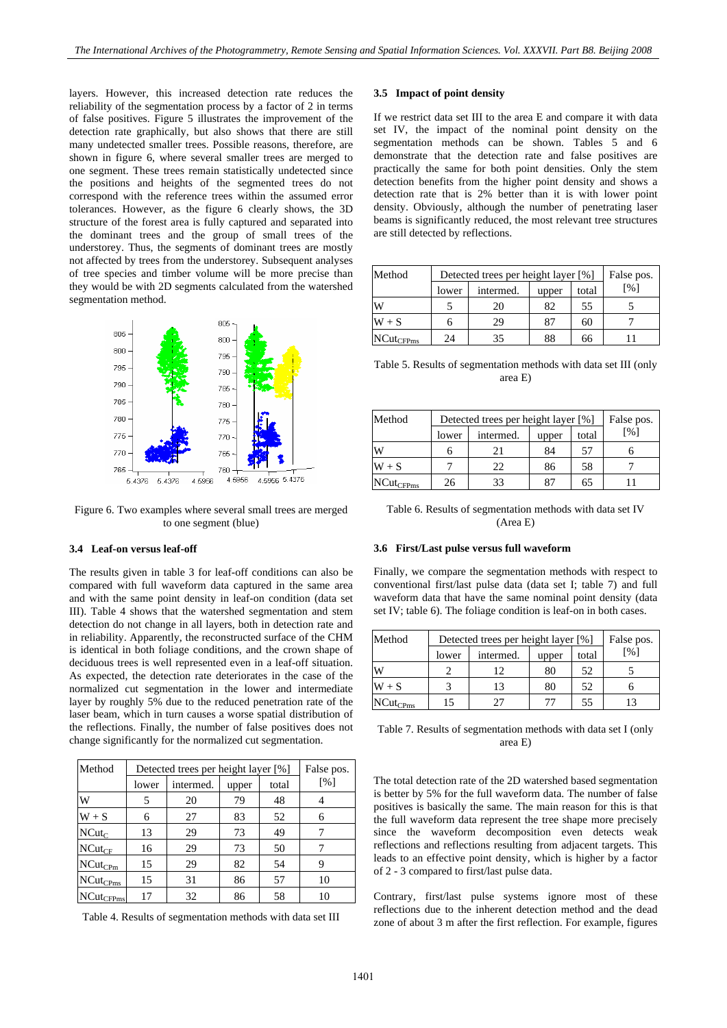layers. However, this increased detection rate reduces the reliability of the segmentation process by a factor of 2 in terms of false positives. Figure 5 illustrates the improvement of the detection rate graphically, but also shows that there are still many undetected smaller trees. Possible reasons, therefore, are shown in figure 6, where several smaller trees are merged to one segment. These trees remain statistically undetected since the positions and heights of the segmented trees do not correspond with the reference trees within the assumed error tolerances. However, as the figure 6 clearly shows, the 3D structure of the forest area is fully captured and separated into the dominant trees and the group of small trees of the understorey. Thus, the segments of dominant trees are mostly not affected by trees from the understorey. Subsequent analyses of tree species and timber volume will be more precise than they would be with 2D segments calculated from the watershed segmentation method.

Figure 6. Two examples where several small trees are merged to one segment (blue)

### 3.4 Leaf-on versus leaf-off

The results given in table 3 for leaf-off conditions can also be compared with full waveform data captured in the same area and with the same point density in leaf-on condition (data set III). Table 4 shows that the watershed segmentation and stem detection do not change in all layers, both in detection rate and in reliability. Apparently, the reconstructed surface of the CHM is identical in both foliage conditions, and the crown shape of deciduous trees is well represented even in a leaf-off situation. As expected, the detection rate deteriorates in the case of the normalized cut segmentation in the lower and intermediate layer by roughly 5% due to the reduced penetration rate of the laser beam, which in turn causes a worse spatial distribution of the reflections. Finally, the number of false positives does not change significantly for the normalized cut segmentation.

| Method | Detected trees per height layer [%] | | | | False pos. [%] |
|---|---|---|---|---|---|
| | lower | intermed. | upper | total | |
| W | 5 | 20 | 79 | 48 | 4 |
| W + S | 6 | 27 | 83 | 52 | 6 |
| $NCut_{C}$ | 13 | 29 | 73 | 49 | 7 |
| $NCut_{CF}$ | 16 | 29 | 73 | 50 | 7 |
| $NCut_{CPm}$ | 15 | 29 | 82 | 54 | 9 |
| $NCut_{CPms}$ | 15 | 31 | 86 | 57 | 10 |
| $NCut_{CFPms}$ | 17 | 32 | 86 | 58 | 10 |

Table 4. Results of segmentation methods with data set III

### 3.5 Impact of point density

If we restrict data set III to the area E and compare it with data set IV, the impact of the nominal point density on the segmentation methods can be shown. Tables 5 and 6 demonstrate that the detection rate and false positives are practically the same for both point densities. Only the stem detection benefits from the higher point density and shows a detection rate that is 2% better than it is with lower point density. Obviously, although the number of penetrating laser beams is significantly reduced, the most relevant tree structures are still detected by reflections.

| Method | Detected trees per height layer [%] | | | | False pos. [%] |
|---|---|---|---|---|---|
| | lower | intermed. | upper | total | |
| W | 5 | 20 | 82 | 55 | 5 |
| W + S | 6 | 29 | 87 | 60 | 7 |
| $NCut_{CFPms}$ | 24 | 35 | 88 | 66 | 11 |

Table 5. Results of segmentation methods with data set III (only area E)

| Method | Detected trees per height layer [%] | | | | False pos. [%] |
|---|---|---|---|---|---|
| | lower | intermed. | upper | total | |
| W | 6 | 21 | 84 | 57 | 6 |
| W + S | 7 | 22 | 86 | 58 | 7 |
| $NCut_{CFPms}$ | 26 | 33 | 87 | 65 | 11 |

Table 6. Results of segmentation methods with data set IV (Area E)

### 3.6 First/Last pulse versus full waveform

Finally, we compare the segmentation methods with respect to conventional first/last pulse data (data set I; table 7) and full waveform data that have the same nominal point density (data set IV; table 6). The foliage condition is leaf-on in both cases.

| Method | Detected trees per height layer [%] | | | | False pos. [%] |
|---|---|---|---|---|---|
| | lower | intermed. | upper | total | |
| W | 2 | 12 | 80 | 52 | 5 |
| W + S | 3 | 13 | 80 | 52 | 6 |
| $NCut_{CPms}$ | 15 | 27 | 77 | 55 | 13 |

Table 7. Results of segmentation methods with data set I (only area E)

The total detection rate of the 2D watershed based segmentation is better by 5% for the full waveform data. The number of false positives is basically the same. The main reason for this is that the full waveform data represent the tree shape more precisely since the waveform decomposition even detects weak reflections and reflections resulting from adjacent targets. This leads to an effective point density, which is higher by a factor of 2 - 3 compared to first/last pulse data.

Contrary, first/last pulse systems ignore most of these reflections due to the inherent detection method and the dead zone of about 3 m after the first reflection. For example, figures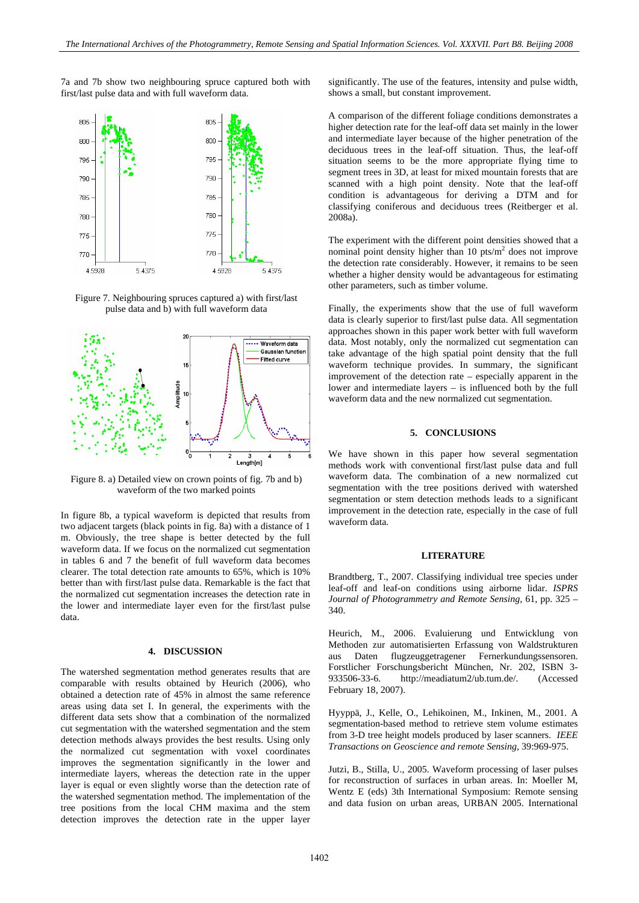7a and 7b show two neighbouring spruce captured both with first/last pulse data and with full waveform data.

Figure 7. Neighbouring spruces captured a) with first/last pulse data and b) with full waveform data

Figure 8. a) Detailed view on crown points of fig. 7b and b) waveform of the two marked points

In figure 8b, a typical waveform is depicted that results from two adjacent targets (black points in fig. 8a) with a distance of 1 m. Obviously, the tree shape is better detected by the full waveform data. If we focus on the normalized cut segmentation in tables 6 and 7 the benefit of full waveform data becomes clearer. The total detection rate amounts to 65%, which is 10% better than with first/last pulse data. Remarkable is the fact that the normalized cut segmentation increases the detection rate in the lower and intermediate layer even for the first/last pulse data.

## 4. DISCUSSION

The watershed segmentation method generates results that are comparable with results obtained by Heurich (2006), who obtained a detection rate of 45% in almost the same reference areas using data set I. In general, the experiments with the different data sets show that a combination of the normalized cut segmentation with the watershed segmentation and the stem detection methods always provides the best results. Using only the normalized cut segmentation with voxel coordinates improves the segmentation significantly in the lower and intermediate layers, whereas the detection rate in the upper layer is equal or even slightly worse than the detection rate of the watershed segmentation method. The implementation of the tree positions from the local CHM maxima and the stem detection improves the detection rate in the upper layer significantly. The use of the features, intensity and pulse width, shows a small, but constant improvement.

A comparison of the different foliage conditions demonstrates a higher detection rate for the leaf-off data set mainly in the lower and intermediate layer because of the higher penetration of the deciduous trees in the leaf-off situation. Thus, the leaf-off situation seems to be the more appropriate flying time to segment trees in 3D, at least for mixed mountain forests that are scanned with a high point density. Note that the leaf-off condition is advantageous for deriving a DTM and for classifying coniferous and deciduous trees (Reitberger et al. 2008a).

The experiment with the different point densities showed that a nominal point density higher than 10 pts/m$^2$ does not improve the detection rate considerably. However, it remains to be seen whether a higher density would be advantageous for estimating other parameters, such as timber volume.

Finally, the experiments show that the use of full waveform data is clearly superior to first/last pulse data. All segmentation approaches shown in this paper work better with full waveform data. Most notably, only the normalized cut segmentation can take advantage of the high spatial point density that the full waveform technique provides. In summary, the significant improvement of the detection rate – especially apparent in the lower and intermediate layers – is influenced both by the full waveform data and the new normalized cut segmentation.

## 5. CONCLUSIONS

We have shown in this paper how several segmentation methods work with conventional first/last pulse data and full waveform data. The combination of a new normalized cut segmentation with the tree positions derived with watershed segmentation or stem detection methods leads to a significant improvement in the detection rate, especially in the case of full waveform data.

## LITERATURE

Brandtberg, T., 2007. Classifying individual tree species under leaf-off and leaf-on conditions using airborne lidar. *ISPRS Journal of Photogrammetry and Remote Sensing*, 61, pp. 325 – 340.

Heurich, M., 2006. Evaluierung und Entwicklung von Methoden zur automatisierten Erfassung von Waldstrukturen aus Daten flugzeuggetragener Fernerkundungssensoren. Forstlicher Forschungsbericht München, Nr. 202, ISBN 3-933506-33-6. http://meadiatum2/ub.tum.de/. (Accessed February 18, 2007).

Hyyppä, J., Kelle, O., Lehikoinen, M., Inkinen, M., 2001. A segmentation-based method to retrieve stem volume estimates from 3-D tree height models produced by laser scanners. *IEEE Transactions on Geoscience and remote Sensing*, 39:969-975.

Jutzi, B., Stilla, U., 2005. Waveform processing of laser pulses for reconstruction of surfaces in urban areas. In: Moeller M, Wentz E (eds) 3th International Symposium: Remote sensing and data fusion on urban areas, URBAN 2005. International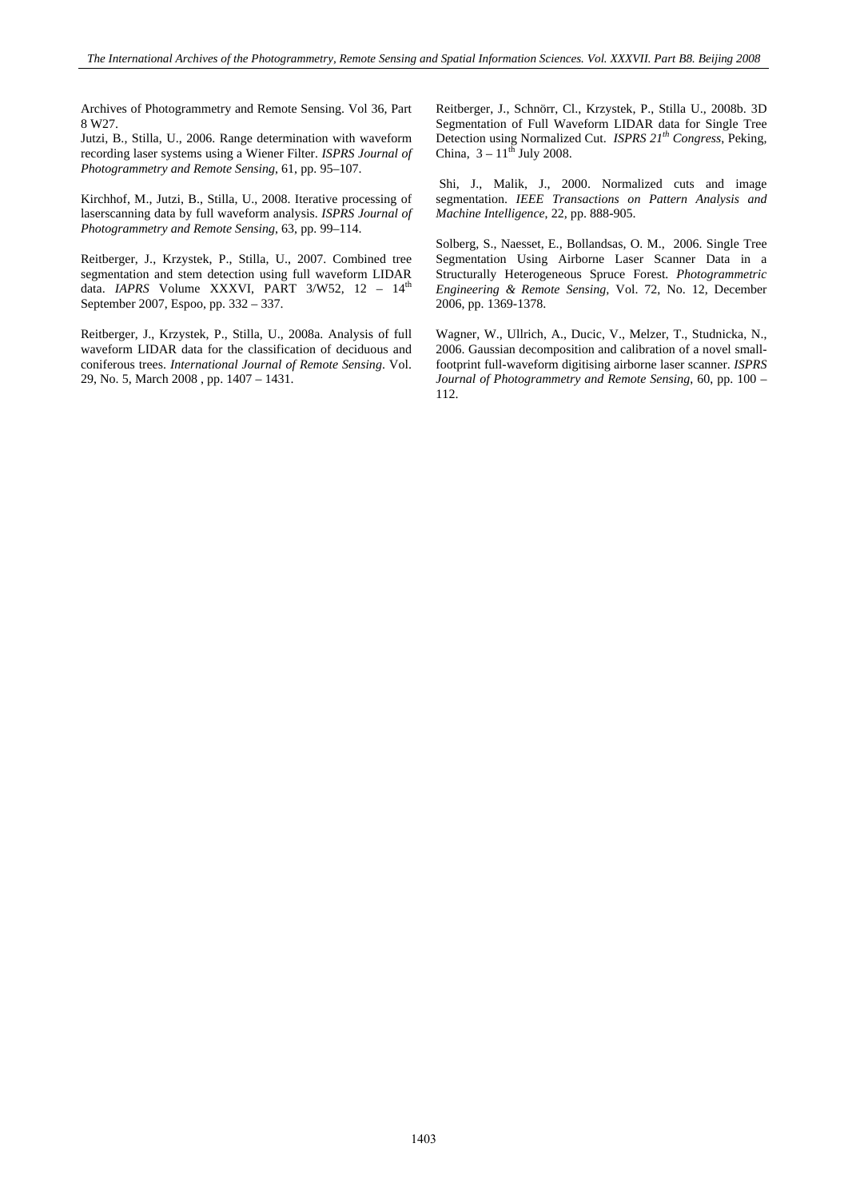Archives of Photogrammetry and Remote Sensing. Vol 36, Part 8 W27.

Jutzi, B., Stilla, U., 2006. Range determination with waveform recording laser systems using a Wiener Filter. *ISPRS Journal of Photogrammetry and Remote Sensing*, 61, pp. 95–107.

Kirchhof, M., Jutzi, B., Stilla, U., 2008. Iterative processing of laserscanning data by full waveform analysis. *ISPRS Journal of Photogrammetry and Remote Sensing*, 63, pp. 99–114.

Reitberger, J., Krzystek, P., Stilla, U., 2007. Combined tree segmentation and stem detection using full waveform LIDAR data. *IAPRS* Volume XXXVI, PART 3/W52, 12 – 14th September 2007, Espoo, pp. 332 – 337.

Reitberger, J., Krzystek, P., Stilla, U., 2008a. Analysis of full waveform LIDAR data for the classification of deciduous and coniferous trees. *International Journal of Remote Sensing*. Vol. 29, No. 5, March 2008 , pp. 1407 – 1431.

Reitberger, J., Schnörr, Cl., Krzystek, P., Stilla U., 2008b. 3D Segmentation of Full Waveform LIDAR data for Single Tree Detection using Normalized Cut. *ISPRS 21th Congress*, Peking, China, 3 – 11th July 2008.

Shi, J., Malik, J., 2000. Normalized cuts and image segmentation. *IEEE Transactions on Pattern Analysis and Machine Intelligence*, 22, pp. 888-905.

Solberg, S., Naesset, E., Bollandsas, O. M., 2006. Single Tree Segmentation Using Airborne Laser Scanner Data in a Structurally Heterogeneous Spruce Forest. *Photogrammetric Engineering & Remote Sensing*, Vol. 72, No. 12, December 2006, pp. 1369-1378.

Wagner, W., Ullrich, A., Ducic, V., Melzer, T., Studnicka, N., 2006. Gaussian decomposition and calibration of a novel small-footprint full-waveform digitising airborne laser scanner. *ISPRS Journal of Photogrammetry and Remote Sensing*, 60, pp. 100 – 112.